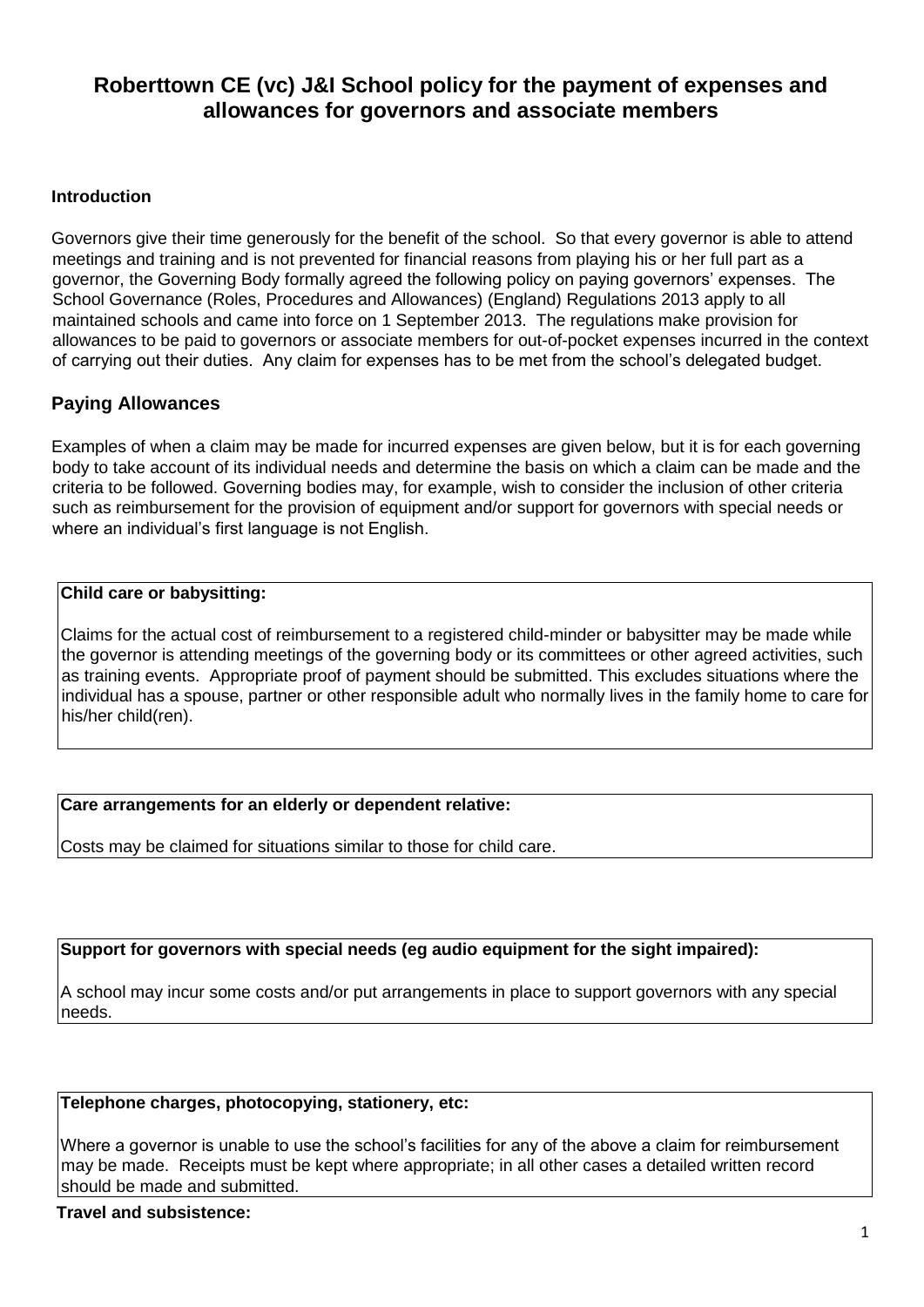# Roberttown CE (vc) J&I School policy for the payment of expenses and allowances for governors and associate members

### Introduction

Governors give their time generously for the benefit of the school. So that every governor is able to attend meetings and training and is not prevented for financial reasons from playing his or her full part as a governor, the Governing Body formally agreed the following policy on paying governors' expenses. The School Governance (Roles, Procedures and Allowances) (England) Regulations 2013 apply to all maintained schools and came into force on 1 September 2013. The regulations make provision for allowances to be paid to governors or associate members for out-of-pocket expenses incurred in the context of carrying out their duties. Any claim for expenses has to be met from the school's delegated budget.

## Paying Allowances

Examples of when a claim may be made for incurred expenses are given below, but it is for each governing body to take account of its individual needs and determine the basis on which a claim can be made and the criteria to be followed. Governing bodies may, for example, wish to consider the inclusion of other criteria such as reimbursement for the provision of equipment and/or support for governors with special needs or where an individual's first language is not English.

**Child care or babysitting:**

Claims for the actual cost of reimbursement to a registered child-minder or babysitter may be made while the governor is attending meetings of the governing body or its committees or other agreed activities, such as training events. Appropriate proof of payment should be submitted. This excludes situations where the individual has a spouse, partner or other responsible adult who normally lives in the family home to care for his/her child(ren).

**Care arrangements for an elderly or dependent relative:**

Costs may be claimed for situations similar to those for child care.

**Support for governors with special needs (eg audio equipment for the sight impaired):**

A school may incur some costs and/or put arrangements in place to support governors with any special needs.

**Telephone charges, photocopying, stationery, etc:**

Where a governor is unable to use the school's facilities for any of the above a claim for reimbursement may be made. Receipts must be kept where appropriate; in all other cases a detailed written record should be made and submitted.

**Travel and subsistence:**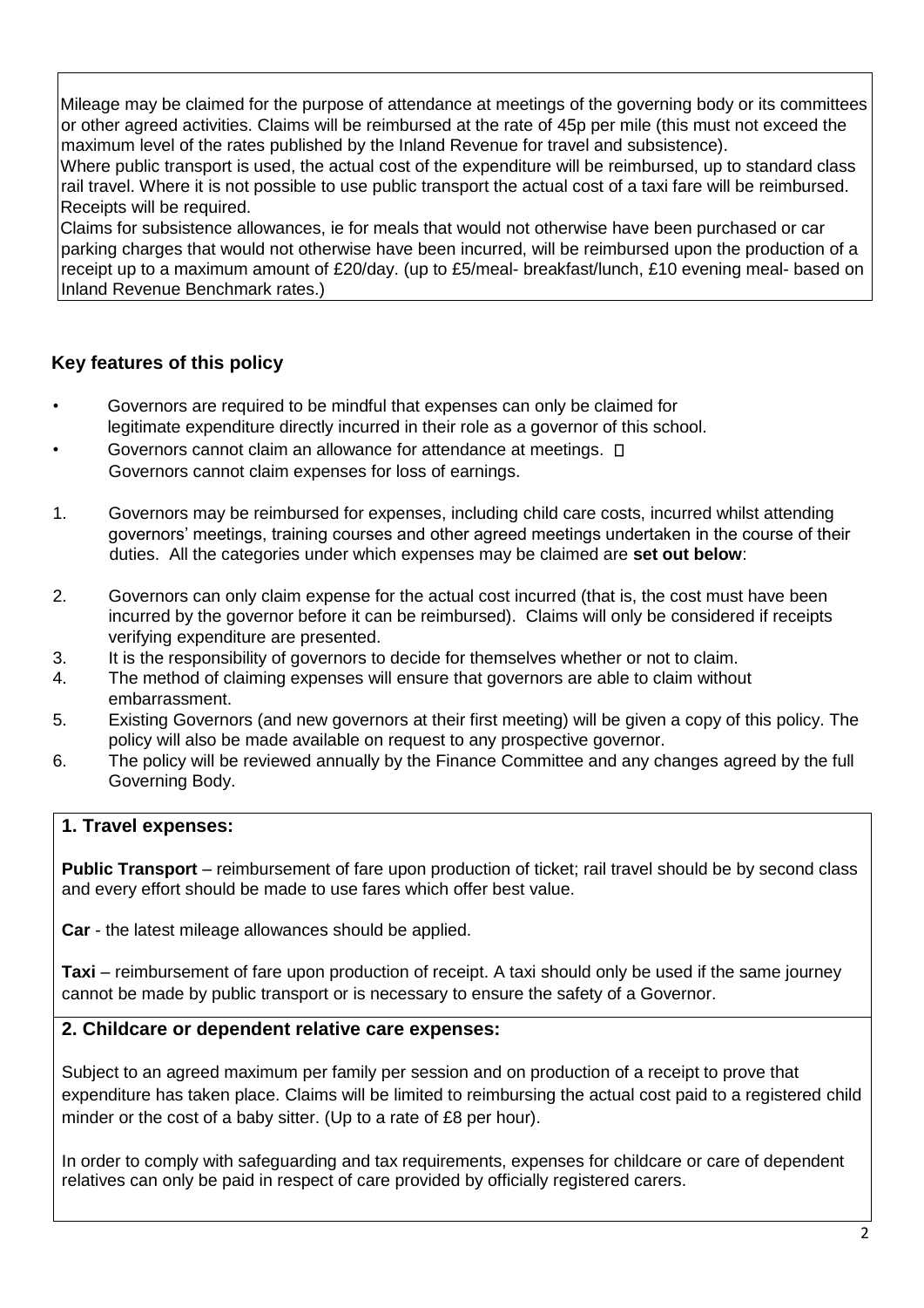Mileage may be claimed for the purpose of attendance at meetings of the governing body or its committees or other agreed activities. Claims will be reimbursed at the rate of 45p per mile (this must not exceed the maximum level of the rates published by the Inland Revenue for travel and subsistence).
Where public transport is used, the actual cost of the expenditure will be reimbursed, up to standard class rail travel. Where it is not possible to use public transport the actual cost of a taxi fare will be reimbursed. Receipts will be required.
Claims for subsistence allowances, ie for meals that would not otherwise have been purchased or car parking charges that would not otherwise have been incurred, will be reimbursed upon the production of a receipt up to a maximum amount of £20/day. (up to £5/meal- breakfast/lunch, £10 evening meal- based on Inland Revenue Benchmark rates.)

### Key features of this policy

- Governors are required to be mindful that expenses can only be claimed for legitimate expenditure directly incurred in their role as a governor of this school.
- Governors cannot claim an allowance for attendance at meetings.
- Governors cannot claim expenses for loss of earnings.

1. Governors may be reimbursed for expenses, including child care costs, incurred whilst attending governors' meetings, training courses and other agreed meetings undertaken in the course of their duties. All the categories under which expenses may be claimed are **set out below**:
2. Governors can only claim expense for the actual cost incurred (that is, the cost must have been incurred by the governor before it can be reimbursed). Claims will only be considered if receipts verifying expenditure are presented.
3. It is the responsibility of governors to decide for themselves whether or not to claim.
4. The method of claiming expenses will ensure that governors are able to claim without embarrassment.
5. Existing Governors (and new governors at their first meeting) will be given a copy of this policy. The policy will also be made available on request to any prospective governor.
6. The policy will be reviewed annually by the Finance Committee and any changes agreed by the full Governing Body.

#### 1. Travel expenses:

**Public Transport** – reimbursement of fare upon production of ticket; rail travel should be by second class and every effort should be made to use fares which offer best value.

**Car** - the latest mileage allowances should be applied.

**Taxi** – reimbursement of fare upon production of receipt. A taxi should only be used if the same journey cannot be made by public transport or is necessary to ensure the safety of a Governor.

#### 2. Childcare or dependent relative care expenses:

Subject to an agreed maximum per family per session and on production of a receipt to prove that expenditure has taken place. Claims will be limited to reimbursing the actual cost paid to a registered child minder or the cost of a baby sitter. (Up to a rate of £8 per hour).

In order to comply with safeguarding and tax requirements, expenses for childcare or care of dependent relatives can only be paid in respect of care provided by officially registered carers.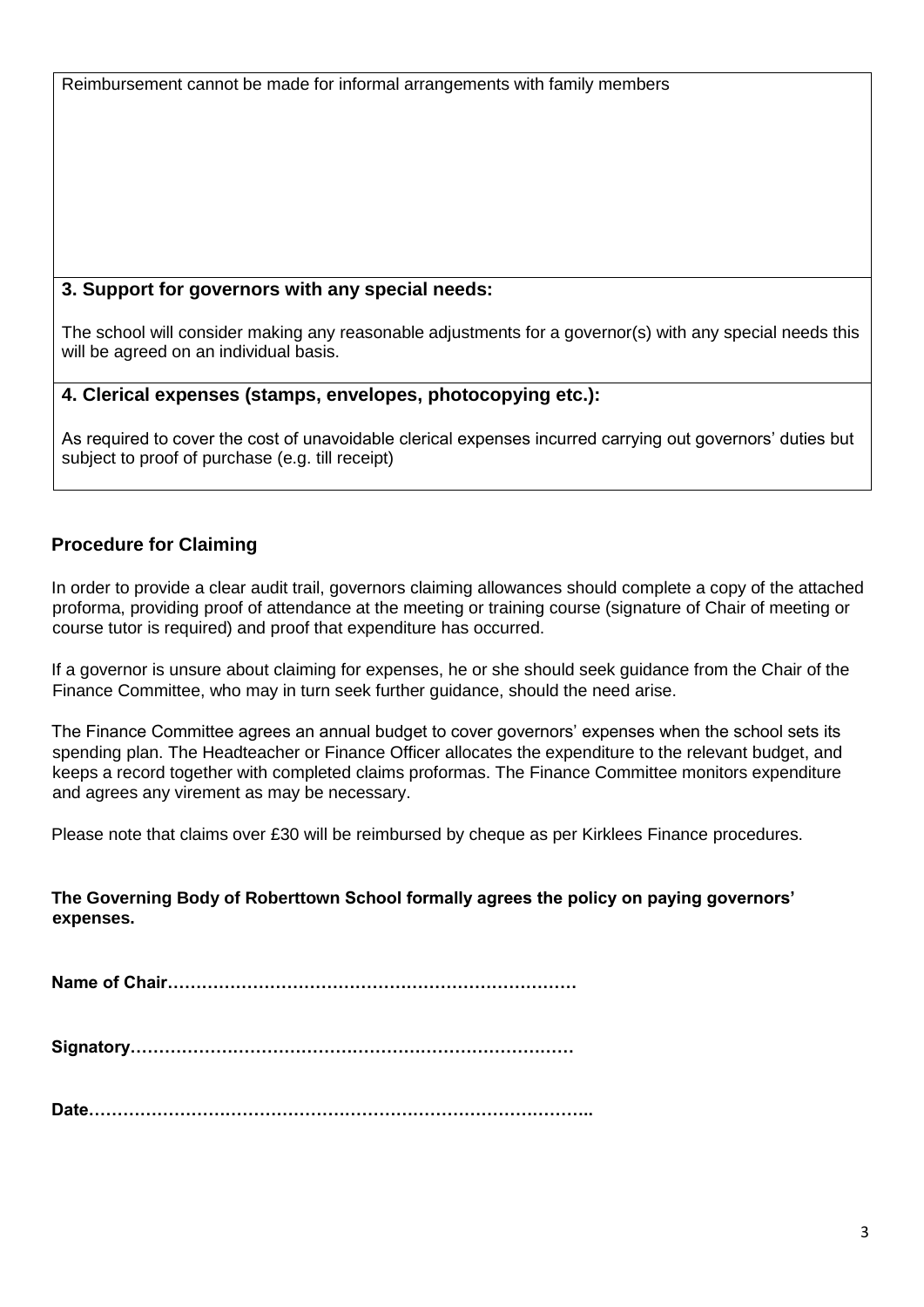Reimbursement cannot be made for informal arrangements with family members

**3. Support for governors with any special needs:**

The school will consider making any reasonable adjustments for a governor(s) with any special needs this will be agreed on an individual basis.

**4. Clerical expenses (stamps, envelopes, photocopying etc.):**

As required to cover the cost of unavoidable clerical expenses incurred carrying out governors' duties but subject to proof of purchase (e.g. till receipt)

## Procedure for Claiming

In order to provide a clear audit trail, governors claiming allowances should complete a copy of the attached proforma, providing proof of attendance at the meeting or training course (signature of Chair of meeting or course tutor is required) and proof that expenditure has occurred.

If a governor is unsure about claiming for expenses, he or she should seek guidance from the Chair of the Finance Committee, who may in turn seek further guidance, should the need arise.

The Finance Committee agrees an annual budget to cover governors' expenses when the school sets its spending plan. The Headteacher or Finance Officer allocates the expenditure to the relevant budget, and keeps a record together with completed claims proformas. The Finance Committee monitors expenditure and agrees any virement as may be necessary.

Please note that claims over £30 will be reimbursed by cheque as per Kirklees Finance procedures.

**The Governing Body of Roberttown School formally agrees the policy on paying governors' expenses.**

**Name of Chair………………………………………………………………**

**Signatory……………………………………………………………………**

**Date…………………………………………………………………………..**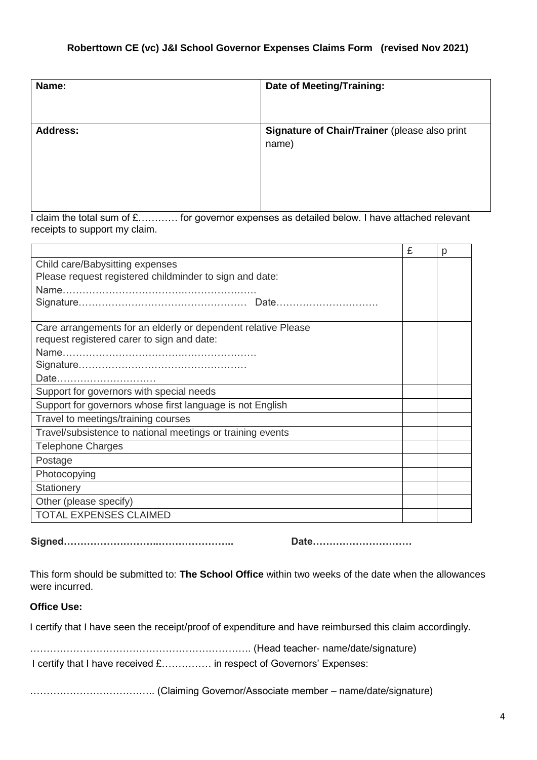**Roberttown CE (vc) J&I School Governor Expenses Claims Form (revised Nov 2021)**

| | |
|---|---|
| **Name:** | **Date of Meeting/Training:** |
| **Address:** | **Signature of Chair/Trainer** (please also print name) |

I claim the total sum of £………… for governor expenses as detailed below. I have attached relevant receipts to support my claim.

| | £ | p |
|---|---|---|
| Child care/Babysitting expenses<br>Please request registered childminder to sign and date:<br>Name……………………………….………………….<br>Signature…………………………………………… Date…………………………. | | |
| Care arrangements for an elderly or dependent relative Please request registered carer to sign and date:<br>Name……………………………….………………….<br>Signature……………………………………………<br>Date………………………… | | |
| Support for governors with special needs | | |
| Support for governors whose first language is not English | | |
| Travel to meetings/training courses | | |
| Travel/subsistence to national meetings or training events | | |
| Telephone Charges | | |
| Postage | | |
| Photocopying | | |
| Stationery | | |
| Other (please specify) | | |
| TOTAL EXPENSES CLAIMED | | |

**Signed……………………….…………………..** **Date…………………………**

This form should be submitted to: **The School Office** within two weeks of the date when the allowances were incurred.

**Office Use:**

I certify that I have seen the receipt/proof of expenditure and have reimbursed this claim accordingly.

…………………………………………………………. (Head teacher- name/date/signature)

I certify that I have received £…………… in respect of Governors' Expenses:

……………………………….. (Claiming Governor/Associate member – name/date/signature)